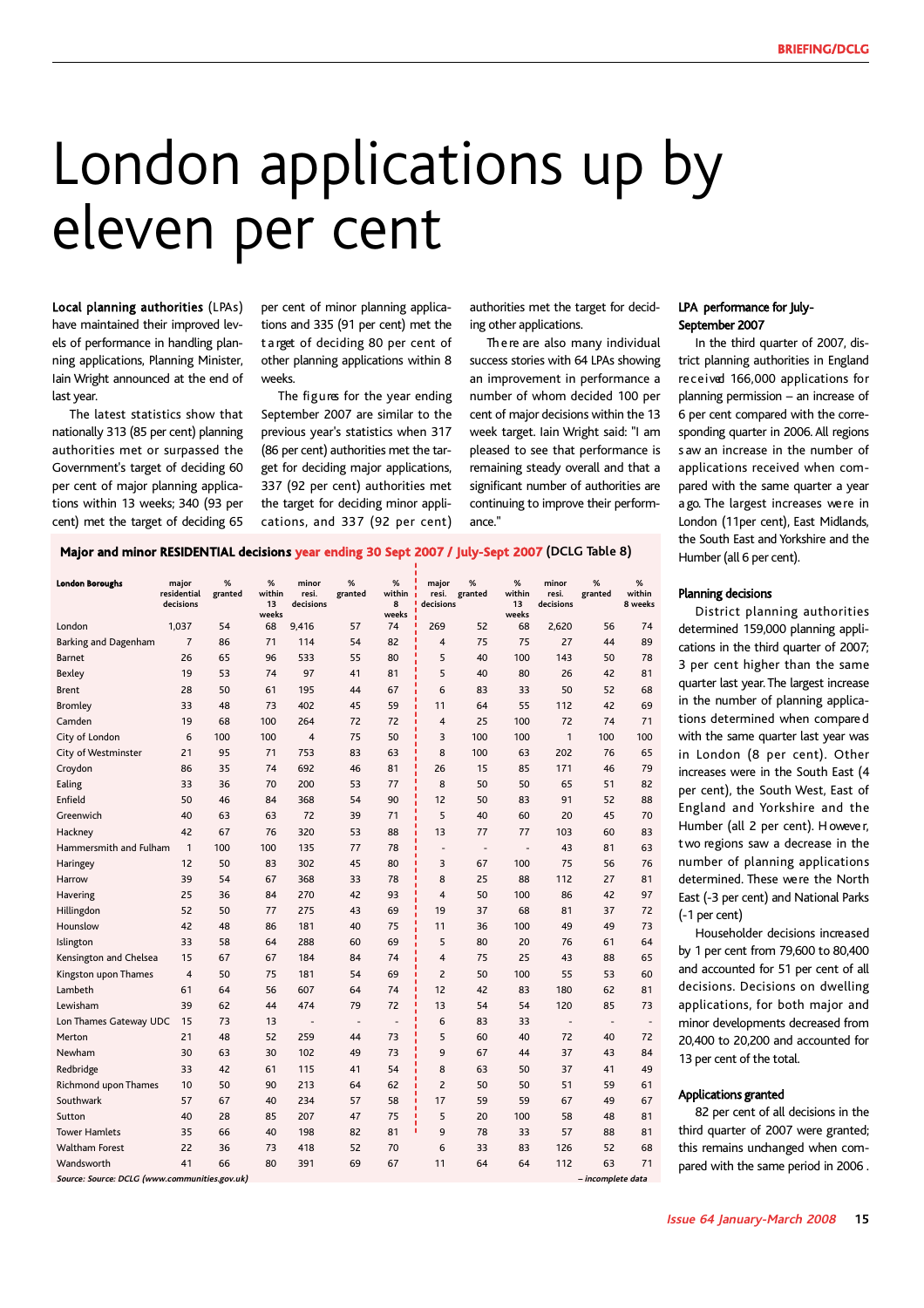# London applications up by eleven per cent

**Local planning authorities** (LPAs) have maintained their improved levels of performance in handling planning applications, Planning Minister, Iain Wright announced at the end of last year.

The latest statistics show that nationally 313 (85 per cent) planning authorities met or surpassed the Government's target of deciding 60 per cent of major planning applications within 13 weeks; 340 (93 per cent) met the target of deciding 65 per cent of minor planning applications and 335 (91 per cent) met the target of deciding 80 per cent of other planning applications within 8 weeks.

The figures for the year ending September 2007 are similar to the previous year's statistics when 317 (86 per cent) authorities met the target for deciding major applications, 337 (92 per cent) authorities met the target for deciding minor applications, and 337 (92 per cent) authorities met the target for deciding other applications.

There are also many individual success stories with 64 LPAs showing an improvement in performance a number of whom decided 100 per cent of major decisions within the 13 week target. Iain Wright said: "I am pleased to see that performance is remaining steady overall and that a significant number of authorities are continuing to improve their performance."

**Major and minor RESIDENTIAL decisions year ending 30 Sept 2007 / July-Sept 2007 (DCLG Table 8)**

| London Boroughs | major residential decisions | % granted | % within 13 weeks | minor resi. decisions | % granted | % within 8 weeks | major resi. decisions | % granted | % within 13 weeks | minor resi. decisions | % granted | % within 8 weeks |
|---|---|---|---|---|---|---|---|---|---|---|---|---|
| London | 1,037 | 54 | 68 | 9,416 | 57 | 74 | 269 | 52 | 68 | 2,620 | 56 | 74 |
| Barking and Dagenham | 7 | 86 | 71 | 114 | 54 | 82 | 4 | 75 | 75 | 27 | 44 | 89 |
| Barnet | 26 | 65 | 96 | 533 | 55 | 80 | 5 | 40 | 100 | 143 | 50 | 78 |
| Bexley | 19 | 53 | 74 | 97 | 41 | 81 | 5 | 40 | 80 | 26 | 42 | 81 |
| Brent | 28 | 50 | 61 | 195 | 44 | 67 | 6 | 83 | 33 | 50 | 52 | 68 |
| Bromley | 33 | 48 | 73 | 402 | 45 | 59 | 11 | 64 | 55 | 112 | 42 | 69 |
| Camden | 19 | 68 | 100 | 264 | 72 | 72 | 4 | 25 | 100 | 72 | 74 | 71 |
| City of London | 6 | 100 | 100 | 4 | 75 | 50 | 3 | 100 | 100 | 1 | 100 | 100 |
| City of Westminster | 21 | 95 | 71 | 753 | 83 | 63 | 8 | 100 | 63 | 202 | 76 | 65 |
| Croydon | 86 | 35 | 74 | 692 | 46 | 81 | 26 | 15 | 85 | 171 | 46 | 79 |
| Ealing | 33 | 36 | 70 | 200 | 53 | 77 | 8 | 50 | 50 | 65 | 51 | 82 |
| Enfield | 50 | 46 | 84 | 368 | 54 | 90 | 12 | 50 | 83 | 91 | 52 | 88 |
| Greenwich | 40 | 63 | 63 | 72 | 39 | 71 | 5 | 40 | 60 | 20 | 45 | 70 |
| Hackney | 42 | 67 | 76 | 320 | 53 | 88 | 13 | 77 | 77 | 103 | 60 | 83 |
| Hammersmith and Fulham | 1 | 100 | 100 | 135 | 77 | 78 | - | - | - | 43 | 81 | 63 |
| Haringey | 12 | 50 | 83 | 302 | 45 | 80 | 3 | 67 | 100 | 75 | 56 | 76 |
| Harrow | 39 | 54 | 67 | 368 | 33 | 78 | 8 | 25 | 88 | 112 | 27 | 81 |
| Havering | 25 | 36 | 84 | 270 | 42 | 93 | 4 | 50 | 100 | 86 | 42 | 97 |
| Hillingdon | 52 | 50 | 77 | 275 | 43 | 69 | 19 | 37 | 68 | 81 | 37 | 72 |
| Hounslow | 42 | 48 | 86 | 181 | 40 | 75 | 11 | 36 | 100 | 49 | 49 | 73 |
| Islington | 33 | 58 | 64 | 288 | 60 | 69 | 5 | 80 | 20 | 76 | 61 | 64 |
| Kensington and Chelsea | 15 | 67 | 67 | 184 | 84 | 74 | 4 | 75 | 25 | 43 | 88 | 65 |
| Kingston upon Thames | 4 | 50 | 75 | 181 | 54 | 69 | 2 | 50 | 100 | 55 | 53 | 60 |
| Lambeth | 61 | 64 | 56 | 607 | 64 | 74 | 12 | 42 | 83 | 180 | 62 | 81 |
| Lewisham | 39 | 62 | 44 | 474 | 79 | 72 | 13 | 54 | 54 | 120 | 85 | 73 |
| Lon Thames Gateway UDC | 15 | 73 | 13 | - | - | - | 6 | 83 | 33 | - | - | - |
| Merton | 21 | 48 | 52 | 259 | 44 | 73 | 5 | 60 | 40 | 72 | 40 | 72 |
| Newham | 30 | 63 | 30 | 102 | 49 | 73 | 9 | 67 | 44 | 37 | 43 | 84 |
| Redbridge | 33 | 42 | 61 | 115 | 41 | 54 | 8 | 63 | 50 | 37 | 41 | 49 |
| Richmond upon Thames | 10 | 50 | 90 | 213 | 64 | 62 | 2 | 50 | 50 | 51 | 59 | 61 |
| Southwark | 57 | 67 | 40 | 234 | 57 | 58 | 17 | 59 | 59 | 67 | 49 | 67 |
| Sutton | 40 | 28 | 85 | 207 | 47 | 75 | 5 | 20 | 100 | 58 | 48 | 81 |
| Tower Hamlets | 35 | 66 | 40 | 198 | 82 | 81 | 9 | 78 | 33 | 57 | 88 | 81 |
| Waltham Forest | 22 | 36 | 73 | 418 | 52 | 70 | 6 | 33 | 83 | 126 | 52 | 68 |
| Wandsworth | 41 | 66 | 80 | 391 | 69 | 67 | 11 | 64 | 64 | 112 | 63 | 71 |

*Source: Source: DCLG (www.communities.gov.uk)* *– incomplete data*

### LPA performance for July-September 2007

In the third quarter of 2007, district planning authorities in England received 166,000 applications for planning permission – an increase of 6 per cent compared with the corresponding quarter in 2006. All regions saw an increase in the number of applications received when compared with the same quarter a year ago. The largest increases were in London (11per cent), East Midlands, the South East and Yorkshire and the Humber (all 6 per cent).

### Planning decisions

District planning authorities determined 159,000 planning applications in the third quarter of 2007; 3 per cent higher than the same quarter last year. The largest increase in the number of planning applications determined when compared with the same quarter last year was in London (8 per cent). Other increases were in the South East (4 per cent), the South West, East of England and Yorkshire and the Humber (all 2 per cent). However, two regions saw a decrease in the number of planning applications determined. These were the North East (-3 per cent) and National Parks (-1 per cent)

Householder decisions increased by 1 per cent from 79,600 to 80,400 and accounted for 51 per cent of all decisions. Decisions on dwelling applications, for both major and minor developments decreased from 20,400 to 20,200 and accounted for 13 per cent of the total.

### Applications granted

82 per cent of all decisions in the third quarter of 2007 were granted; this remains unchanged when compared with the same period in 2006 .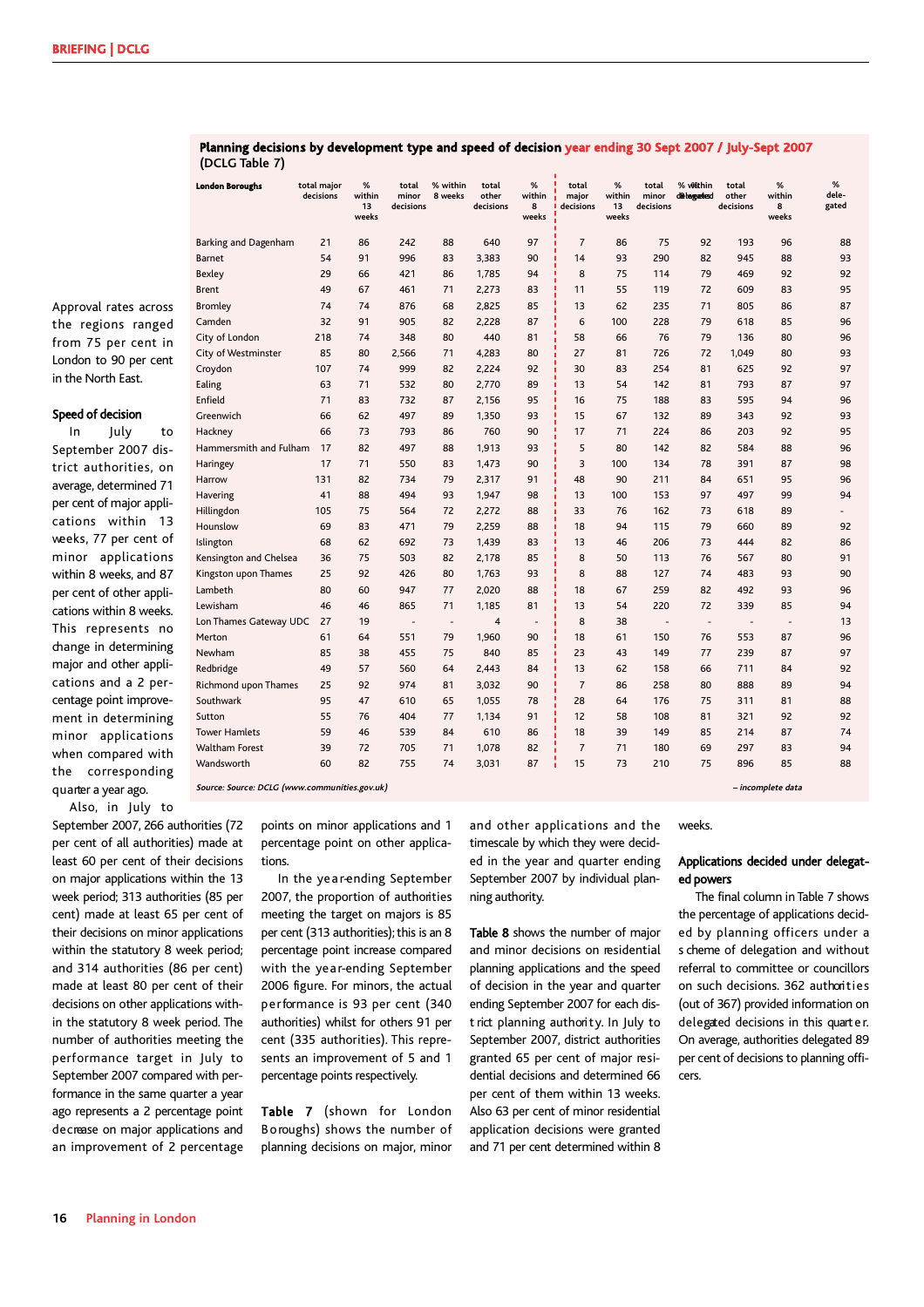## Planning decisions by development type and speed of decision year ending 30 Sept 2007 / July-Sept 2007 (DCLG Table 7)

| London Boroughs | total major decisions | % within 13 weeks | total minor decisions | % within 8 weeks | total other decisions | % within 8 weeks | total major decisions | % within 13 weeks | total minor decisions | % within 8 weeks | total other decisions | % within 8 weeks | % delegated |
|---|---|---|---|---|---|---|---|---|---|---|---|---|---|
| Barking and Dagenham | 21 | 86 | 242 | 88 | 640 | 97 | 7 | 86 | 75 | 92 | 193 | 96 | 88 |
| Barnet | 54 | 91 | 996 | 83 | 3,383 | 90 | 14 | 93 | 290 | 82 | 945 | 88 | 93 |
| Bexley | 29 | 66 | 421 | 86 | 1,785 | 94 | 8 | 75 | 114 | 79 | 469 | 92 | 92 |
| Brent | 49 | 67 | 461 | 71 | 2,273 | 83 | 11 | 55 | 119 | 72 | 609 | 83 | 95 |
| Bromley | 74 | 74 | 876 | 68 | 2,825 | 85 | 13 | 62 | 235 | 71 | 805 | 86 | 87 |
| Camden | 32 | 91 | 905 | 82 | 2,228 | 87 | 6 | 100 | 228 | 79 | 618 | 85 | 96 |
| City of London | 218 | 74 | 348 | 80 | 440 | 81 | 58 | 66 | 76 | 79 | 136 | 80 | 96 |
| City of Westminster | 85 | 80 | 2,566 | 71 | 4,283 | 80 | 27 | 81 | 726 | 72 | 1,049 | 80 | 93 |
| Croydon | 107 | 74 | 999 | 82 | 2,224 | 92 | 30 | 83 | 254 | 81 | 625 | 92 | 97 |
| Ealing | 63 | 71 | 532 | 80 | 2,770 | 89 | 13 | 54 | 142 | 81 | 793 | 87 | 97 |
| Enfield | 71 | 83 | 732 | 87 | 2,156 | 95 | 16 | 75 | 188 | 83 | 595 | 94 | 96 |
| Greenwich | 66 | 62 | 497 | 89 | 1,350 | 93 | 15 | 67 | 132 | 89 | 343 | 92 | 93 |
| Hackney | 66 | 73 | 793 | 86 | 760 | 90 | 17 | 71 | 224 | 86 | 203 | 92 | 95 |
| Hammersmith and Fulham | 17 | 82 | 497 | 88 | 1,913 | 93 | 5 | 80 | 142 | 82 | 584 | 88 | 96 |
| Haringey | 17 | 71 | 550 | 83 | 1,473 | 90 | 3 | 100 | 134 | 78 | 391 | 87 | 98 |
| Harrow | 131 | 82 | 734 | 79 | 2,317 | 91 | 48 | 90 | 211 | 84 | 651 | 95 | 96 |
| Havering | 41 | 88 | 494 | 93 | 1,947 | 98 | 13 | 100 | 153 | 97 | 497 | 99 | 94 |
| Hillingdon | 105 | 75 | 564 | 72 | 2,272 | 88 | 33 | 76 | 162 | 73 | 618 | 89 | - |
| Hounslow | 69 | 83 | 471 | 79 | 2,259 | 88 | 18 | 94 | 115 | 79 | 660 | 89 | 92 |
| Islington | 68 | 62 | 692 | 73 | 1,439 | 83 | 13 | 46 | 206 | 73 | 444 | 82 | 86 |
| Kensington and Chelsea | 36 | 75 | 503 | 82 | 2,178 | 85 | 8 | 50 | 113 | 76 | 567 | 80 | 91 |
| Kingston upon Thames | 25 | 92 | 426 | 80 | 1,763 | 93 | 8 | 88 | 127 | 74 | 483 | 93 | 90 |
| Lambeth | 80 | 60 | 947 | 77 | 2,020 | 88 | 18 | 67 | 259 | 82 | 492 | 93 | 96 |
| Lewisham | 46 | 46 | 865 | 71 | 1,185 | 81 | 13 | 54 | 220 | 72 | 339 | 85 | 94 |
| Lon Thames Gateway UDC | 27 | 19 | - | - | 4 | - | 8 | 38 | - | - | - | - | 13 |
| Merton | 61 | 64 | 551 | 79 | 1,960 | 90 | 18 | 61 | 150 | 76 | 553 | 87 | 96 |
| Newham | 85 | 38 | 455 | 75 | 840 | 85 | 23 | 43 | 149 | 77 | 239 | 87 | 97 |
| Redbridge | 49 | 57 | 560 | 64 | 2,443 | 84 | 13 | 62 | 158 | 66 | 711 | 84 | 92 |
| Richmond upon Thames | 25 | 92 | 974 | 81 | 3,032 | 90 | 7 | 86 | 258 | 80 | 888 | 89 | 94 |
| Southwark | 95 | 47 | 610 | 65 | 1,055 | 78 | 28 | 64 | 176 | 75 | 311 | 81 | 88 |
| Sutton | 55 | 76 | 404 | 77 | 1,134 | 91 | 12 | 58 | 108 | 81 | 321 | 92 | 92 |
| Tower Hamlets | 59 | 46 | 539 | 84 | 610 | 86 | 18 | 39 | 149 | 85 | 214 | 87 | 74 |
| Waltham Forest | 39 | 72 | 705 | 71 | 1,078 | 82 | 7 | 71 | 180 | 69 | 297 | 83 | 94 |
| Wandsworth | 60 | 82 | 755 | 74 | 3,031 | 87 | 15 | 73 | 210 | 75 | 896 | 85 | 88 |

*Source: Source: DCLG (www.communities.gov.uk)* — *– incomplete data*

Approval rates across the regions ranged from 75 per cent in London to 90 per cent in the North East.

### Speed of decision

In July to September 2007 district authorities, on average, determined 71 per cent of major applications within 13 weeks, 77 per cent of minor applications within 8 weeks, and 87 per cent of other applications within 8 weeks. This represents no change in determining major and other applications and a 2 percentage point improvement in determining minor applications when compared with the corresponding quarter a year ago.

Also, in July to September 2007, 266 authorities (72 per cent of all authorities) made at least 60 per cent of their decisions on major applications within the 13 week period; 313 authorities (85 per cent) made at least 65 per cent of their decisions on minor applications within the statutory 8 week period; and 314 authorities (86 per cent) made at least 80 per cent of their decisions on other applications within the statutory 8 week period. The number of authorities meeting the performance target in July to September 2007 compared with performance in the same quarter a year ago represents a 2 percentage point decrease on major applications and an improvement of 2 percentage points on minor applications and 1 percentage point on other applications.

In the year-ending September 2007, the proportion of authorities meeting the target on majors is 85 per cent (313 authorities); this is an 8 percentage point increase compared with the year-ending September 2006 figure. For minors, the actual performance is 93 per cent (340 authorities) whilst for others 91 per cent (335 authorities). This represents an improvement of 5 and 1 percentage points respectively.

**Table 7** (shown for London Boroughs) shows the number of planning decisions on major, minor and other applications and the timescale by which they were decided in the year and quarter ending September 2007 by individual planning authority.

**Table 8** shows the number of major and minor decisions on residential planning applications and the speed of decision in the year and quarter ending September 2007 for each district planning authority. In July to September 2007, district authorities granted 65 per cent of major residential decisions and determined 66 per cent of them within 13 weeks. Also 63 per cent of minor residential application decisions were granted and 71 per cent determined within 8 weeks.

### Applications decided under delegated powers

The final column in Table 7 shows the percentage of applications decided by planning officers under a scheme of delegation and without referral to committee or councillors on such decisions. 362 authorities (out of 367) provided information on delegated decisions in this quarter. On average, authorities delegated 89 per cent of decisions to planning officers.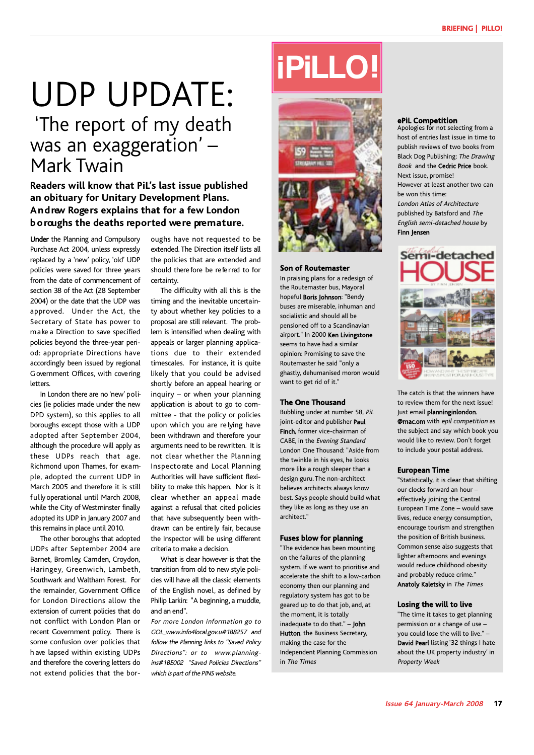# UDP UPDATE:

## 'The report of my death was an exaggeration' – Mark Twain

**Readers will know that PiL's last issue published an obituary for Unitary Development Plans. Andrew Rogers explains that for a few London boroughs the deaths reported were premature.**

Under the Planning and Compulsory Purchase Act 2004, unless expressly replaced by a 'new' policy, 'old' UDP policies were saved for three years from the date of commencement of section 38 of the Act (28 September 2004) or the date that the UDP was approved. Under the Act, the Secretary of State has power to make a Direction to save specified policies beyond the three-year period: appropriate Directions have accordingly been issued by regional Government Offices, with covering letters.

In London there are no 'new' policies (ie policies made under the new DPD system), so this applies to all boroughs except those with a UDP adopted after September 2004, although the procedure will apply as these UDPs reach that age. Richmond upon Thames, for example, adopted the current UDP in March 2005 and therefore it is still fully operational until March 2008, while the City of Westminster finally adopted its UDP in January 2007 and this remains in place until 2010.

The other boroughs that adopted UDPs after September 2004 are Barnet, Bromley, Camden, Croydon, Haringey, Greenwich, Lambeth, Southwark and Waltham Forest. For the remainder, Government Office for London Directions allow the extension of current policies that do not conflict with London Plan or recent Government policy. There is some confusion over policies that have lapsed within existing UDPs and therefore the covering letters do not extend policies that the boroughs have not requested to be extended. The Direction itself lists all the policies that are extended and should therefore be referred to for certainty.

The difficulty with all this is the timing and the inevitable uncertainty about whether key policies to a proposal are still relevant. The problem is intensified when dealing with appeals or larger planning applications due to their extended timescales. For instance, it is quite likely that you could be advised shortly before an appeal hearing or inquiry – or when your planning application is about to go to committee - that the policy or policies upon which you are relying have been withdrawn and therefore your arguments need to be rewritten. It is not clear whether the Planning Inspectorate and Local Planning Authorities will have sufficient flexibility to make this happen. Nor is it clear whether an appeal made against a refusal that cited policies that have subsequently been withdrawn can be entirely fair, because the Inspector will be using different criteria to make a decision.

What is clear however is that the transition from old to new style policies will have all the classic elements of the English novel, as defined by Philip Larkin: "A beginning, a muddle, and an end".

*For more London information go to GOL_www.info4local.gov.u#1B8257 and follow the Planning links to "Saved Policy Directions": or to www.planning-ins#1BE002 "Saved Policies Directions" which is part of the PINS website.*

# ¡PiLLO!

### Son of Routemaster

In praising plans for a redesign of the Routemaster bus, Mayoral hopeful **Boris Johnson**: "Bendy buses are miserable, inhuman and socialistic and should all be pensioned off to a Scandinavian airport." In 2000 **Ken Livingstone** seems to have had a similar opinion: Promising to save the Routemaster he said "only a ghastly, dehumanised moron would want to get rid of it."

### The One Thousand

Bubbling under at number 58, *PiL* joint-editor and publisher **Paul Finch**, former vice-chairman of CABE, in the *Evening Standard* London One Thousand: "Aside from the twinkle in his eyes, he looks more like a rough sleeper than a design guru. The non-architect believes architects always know best. Says people should build what they like as long as they use an architect."

### Fuses blow for planning

"The evidence has been mounting on the failures of the planning system. If we want to prioritise and accelerate the shift to a low-carbon economy then our planning and regulatory system has got to be geared up to do that job, and, at the moment, it is totally inadequate to do that." – **John Hutton**, the Business Secretary, making the case for the Independent Planning Commission in *The Times*

### ePiL Competition

Apologies for not selecting from a host of entries last issue in time to publish reviews of two books from Black Dog Publishing: *The Drawing Book* and the **Cedric Price** book. Next issue, promise!

However at least another two can be won this time:

*London Atlas of Architecture* published by Batsford and *The English semi-detached house* by **Finn Jensen**

The catch is that the winners have to review them for the next issue! Just email **planninginlondon.@mac.com** with *epil competition* as the subject and say which book you would like to review. Don't forget to include your postal address.

### European Time

"Statistically, it is clear that shifting our clocks forward an hour – effectively joining the Central European Time Zone – would save lives, reduce energy consumption, encourage tourism and strengthen the position of British business. Common sense also suggests that lighter afternoons and evenings would reduce childhood obesity and probably reduce crime." **Anatoly Kaletsky** in *The Times*

### Losing the will to live

"The time it takes to get planning permission or a change of use – you could lose the will to live." – **David Pearl** listing '32 things I hate about the UK property industry' in *Property Week*